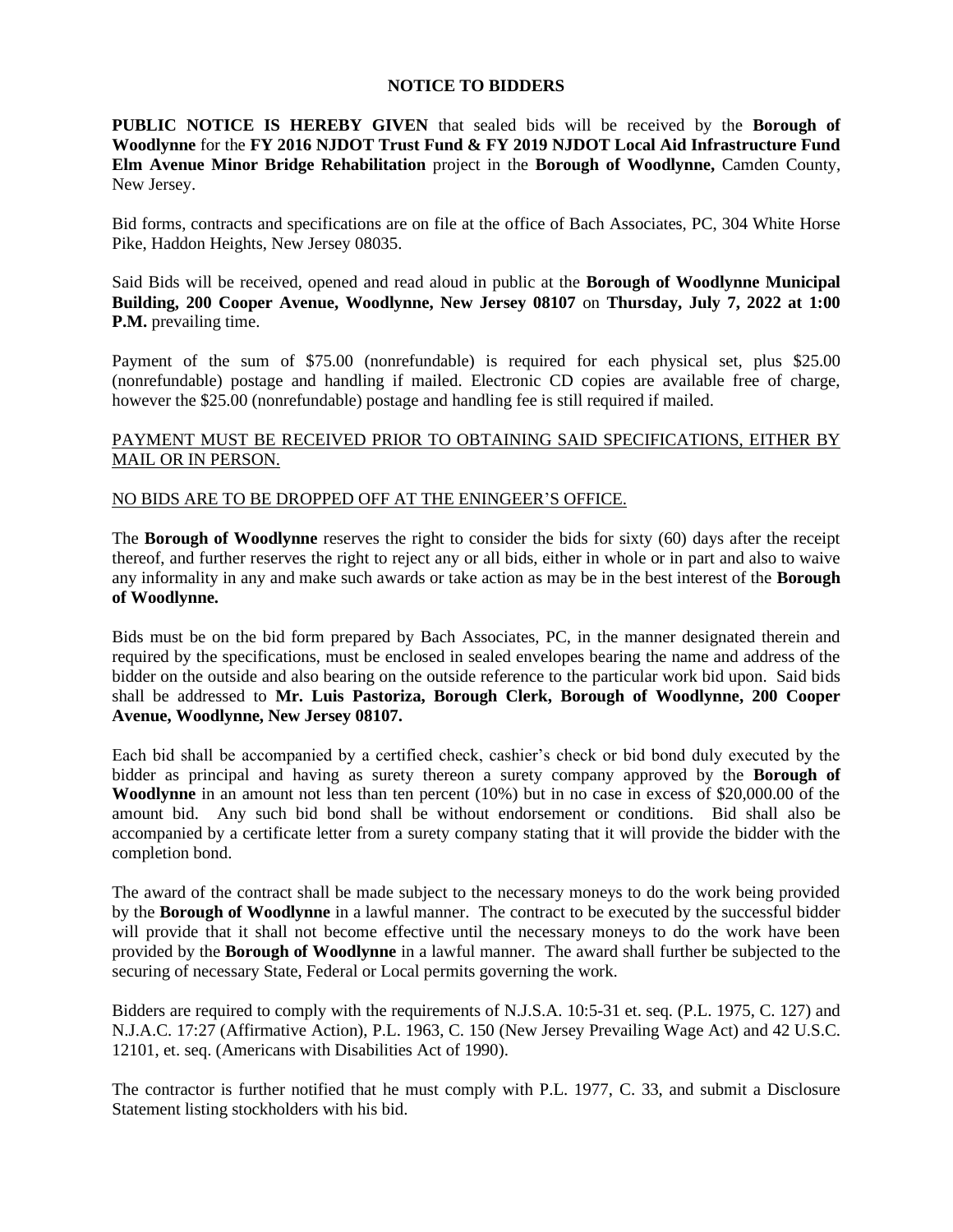# NOTICE TO BIDDERS

**PUBLIC NOTICE IS HEREBY GIVEN** that sealed bids will be received by the **Borough of Woodlynne** for the **FY 2016 NJDOT Trust Fund & FY 2019 NJDOT Local Aid Infrastructure Fund Elm Avenue Minor Bridge Rehabilitation** project in the **Borough of Woodlynne,** Camden County, New Jersey.

Bid forms, contracts and specifications are on file at the office of Bach Associates, PC, 304 White Horse Pike, Haddon Heights, New Jersey 08035.

Said Bids will be received, opened and read aloud in public at the **Borough of Woodlynne Municipal Building, 200 Cooper Avenue, Woodlynne, New Jersey 08107** on **Thursday, July 7, 2022 at 1:00 P.M.** prevailing time.

Payment of the sum of $75.00 (nonrefundable) is required for each physical set, plus $25.00 (nonrefundable) postage and handling if mailed. Electronic CD copies are available free of charge, however the $25.00 (nonrefundable) postage and handling fee is still required if mailed.

<u>PAYMENT MUST BE RECEIVED PRIOR TO OBTAINING SAID SPECIFICATIONS, EITHER BY MAIL OR IN PERSON.</u>

<u>NO BIDS ARE TO BE DROPPED OFF AT THE ENINGEER'S OFFICE.</u>

The **Borough of Woodlynne** reserves the right to consider the bids for sixty (60) days after the receipt thereof, and further reserves the right to reject any or all bids, either in whole or in part and also to waive any informality in any and make such awards or take action as may be in the best interest of the **Borough of Woodlynne.**

Bids must be on the bid form prepared by Bach Associates, PC, in the manner designated therein and required by the specifications, must be enclosed in sealed envelopes bearing the name and address of the bidder on the outside and also bearing on the outside reference to the particular work bid upon. Said bids shall be addressed to **Mr. Luis Pastoriza, Borough Clerk, Borough of Woodlynne, 200 Cooper Avenue, Woodlynne, New Jersey 08107.**

Each bid shall be accompanied by a certified check, cashier's check or bid bond duly executed by the bidder as principal and having as surety thereon a surety company approved by the **Borough of Woodlynne** in an amount not less than ten percent (10%) but in no case in excess of $20,000.00 of the amount bid. Any such bid bond shall be without endorsement or conditions. Bid shall also be accompanied by a certificate letter from a surety company stating that it will provide the bidder with the completion bond.

The award of the contract shall be made subject to the necessary moneys to do the work being provided by the **Borough of Woodlynne** in a lawful manner. The contract to be executed by the successful bidder will provide that it shall not become effective until the necessary moneys to do the work have been provided by the **Borough of Woodlynne** in a lawful manner. The award shall further be subjected to the securing of necessary State, Federal or Local permits governing the work.

Bidders are required to comply with the requirements of N.J.S.A. 10:5-31 et. seq. (P.L. 1975, C. 127) and N.J.A.C. 17:27 (Affirmative Action), P.L. 1963, C. 150 (New Jersey Prevailing Wage Act) and 42 U.S.C. 12101, et. seq. (Americans with Disabilities Act of 1990).

The contractor is further notified that he must comply with P.L. 1977, C. 33, and submit a Disclosure Statement listing stockholders with his bid.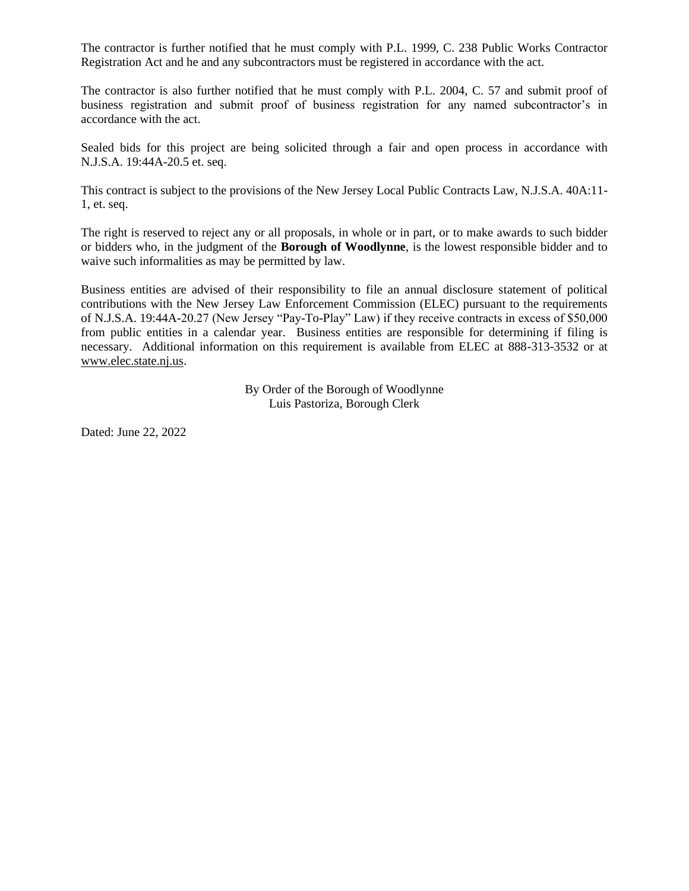The contractor is further notified that he must comply with P.L. 1999, C. 238 Public Works Contractor Registration Act and he and any subcontractors must be registered in accordance with the act.

The contractor is also further notified that he must comply with P.L. 2004, C. 57 and submit proof of business registration and submit proof of business registration for any named subcontractor's in accordance with the act.

Sealed bids for this project are being solicited through a fair and open process in accordance with N.J.S.A. 19:44A-20.5 et. seq.

This contract is subject to the provisions of the New Jersey Local Public Contracts Law, N.J.S.A. 40A:11-1, et. seq.

The right is reserved to reject any or all proposals, in whole or in part, or to make awards to such bidder or bidders who, in the judgment of the **Borough of Woodlynne**, is the lowest responsible bidder and to waive such informalities as may be permitted by law.

Business entities are advised of their responsibility to file an annual disclosure statement of political contributions with the New Jersey Law Enforcement Commission (ELEC) pursuant to the requirements of N.J.S.A. 19:44A-20.27 (New Jersey "Pay-To-Play" Law) if they receive contracts in excess of $50,000 from public entities in a calendar year. Business entities are responsible for determining if filing is necessary. Additional information on this requirement is available from ELEC at 888-313-3532 or at www.elec.state.nj.us.

By Order of the Borough of Woodlynne
Luis Pastoriza, Borough Clerk

Dated: June 22, 2022